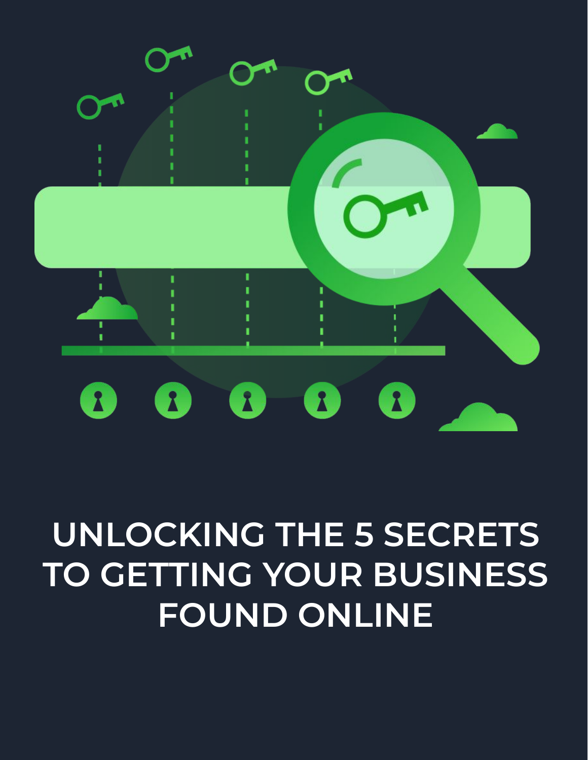# UNLOCKING THE 5 SECRETS TO GETTING YOUR BUSINESS FOUND ONLINE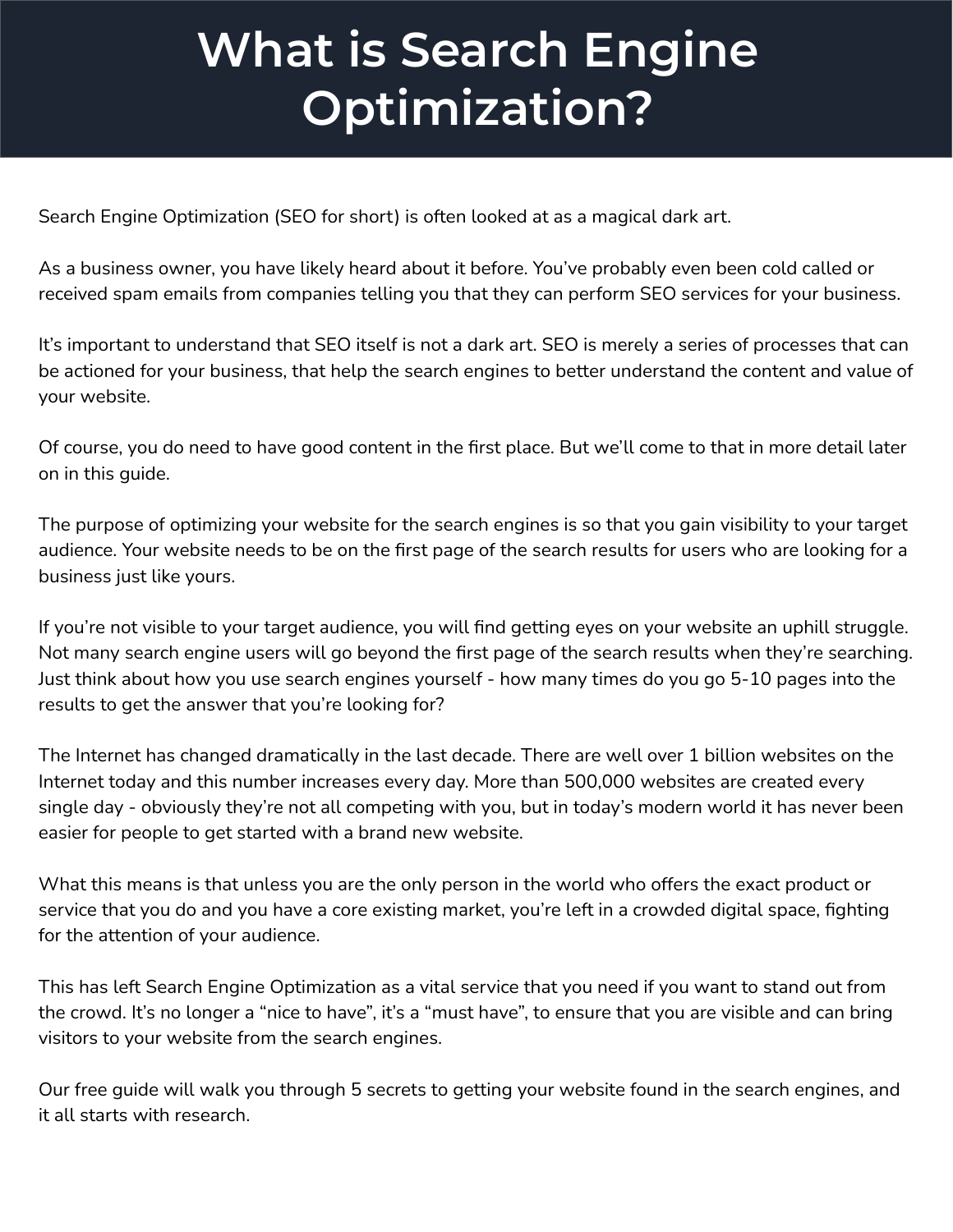# What is Search Engine Optimization?

Search Engine Optimization (SEO for short) is often looked at as a magical dark art.

As a business owner, you have likely heard about it before. You've probably even been cold called or received spam emails from companies telling you that they can perform SEO services for your business.

It's important to understand that SEO itself is not a dark art. SEO is merely a series of processes that can be actioned for your business, that help the search engines to better understand the content and value of your website.

Of course, you do need to have good content in the first place. But we'll come to that in more detail later on in this guide.

The purpose of optimizing your website for the search engines is so that you gain visibility to your target audience. Your website needs to be on the first page of the search results for users who are looking for a business just like yours.

If you're not visible to your target audience, you will find getting eyes on your website an uphill struggle. Not many search engine users will go beyond the first page of the search results when they're searching. Just think about how you use search engines yourself - how many times do you go 5-10 pages into the results to get the answer that you're looking for?

The Internet has changed dramatically in the last decade. There are well over 1 billion websites on the Internet today and this number increases every day. More than 500,000 websites are created every single day - obviously they're not all competing with you, but in today's modern world it has never been easier for people to get started with a brand new website.

What this means is that unless you are the only person in the world who offers the exact product or service that you do and you have a core existing market, you're left in a crowded digital space, fighting for the attention of your audience.

This has left Search Engine Optimization as a vital service that you need if you want to stand out from the crowd. It's no longer a "nice to have", it's a "must have", to ensure that you are visible and can bring visitors to your website from the search engines.

Our free guide will walk you through 5 secrets to getting your website found in the search engines, and it all starts with research.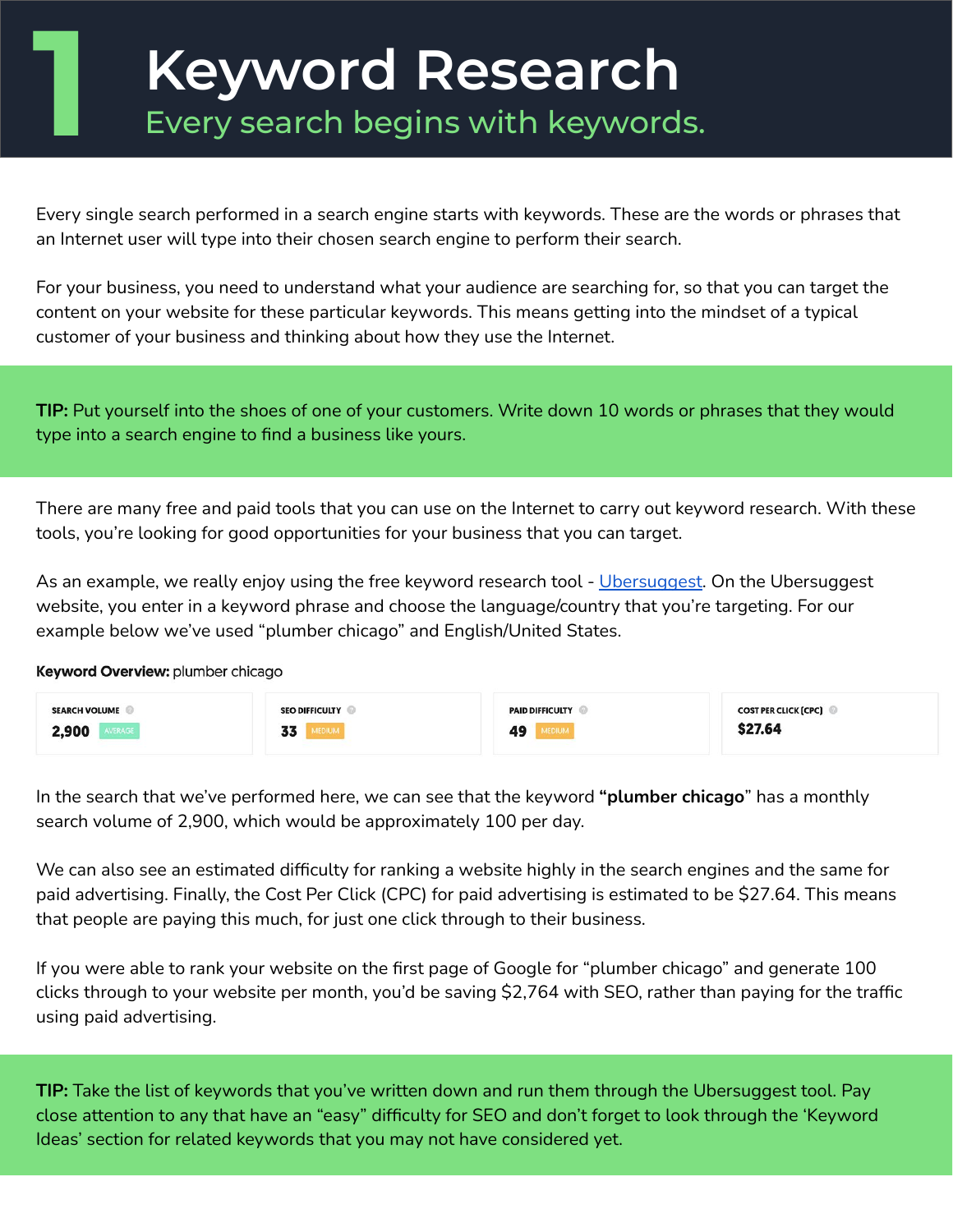# 1 Keyword Research

## Every search begins with keywords.

Every single search performed in a search engine starts with keywords. These are the words or phrases that an Internet user will type into their chosen search engine to perform their search.

For your business, you need to understand what your audience are searching for, so that you can target the content on your website for these particular keywords. This means getting into the mindset of a typical customer of your business and thinking about how they use the Internet.

**TIP:** Put yourself into the shoes of one of your customers. Write down 10 words or phrases that they would type into a search engine to find a business like yours.

There are many free and paid tools that you can use on the Internet to carry out keyword research. With these tools, you're looking for good opportunities for your business that you can target.

As an example, we really enjoy using the free keyword research tool - Ubersuggest. On the Ubersuggest website, you enter in a keyword phrase and choose the language/country that you're targeting. For our example below we've used "plumber chicago" and English/United States.

**Keyword Overview:** plumber chicago

| SEARCH VOLUME | SEO DIFFICULTY | PAID DIFFICULTY | COST PER CLICK (CPC) |
|---|---|---|---|
| 2,900 AVERAGE | 33 MEDIUM | 49 MEDIUM | $27.64 |

In the search that we've performed here, we can see that the keyword **"plumber chicago"** has a monthly search volume of 2,900, which would be approximately 100 per day.

We can also see an estimated difficulty for ranking a website highly in the search engines and the same for paid advertising. Finally, the Cost Per Click (CPC) for paid advertising is estimated to be $27.64. This means that people are paying this much, for just one click through to their business.

If you were able to rank your website on the first page of Google for "plumber chicago" and generate 100 clicks through to your website per month, you'd be saving $2,764 with SEO, rather than paying for the traffic using paid advertising.

**TIP:** Take the list of keywords that you've written down and run them through the Ubersuggest tool. Pay close attention to any that have an "easy" difficulty for SEO and don't forget to look through the 'Keyword Ideas' section for related keywords that you may not have considered yet.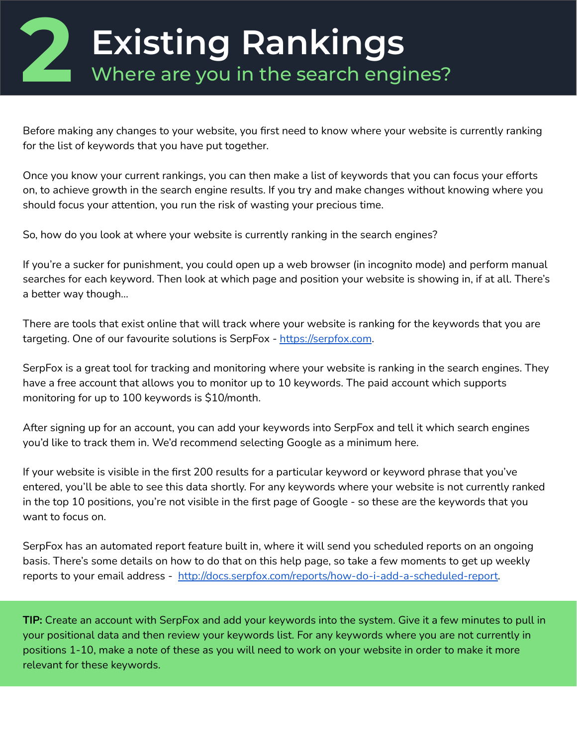# 2 Existing Rankings

## Where are you in the search engines?

Before making any changes to your website, you first need to know where your website is currently ranking for the list of keywords that you have put together.

Once you know your current rankings, you can then make a list of keywords that you can focus your efforts on, to achieve growth in the search engine results. If you try and make changes without knowing where you should focus your attention, you run the risk of wasting your precious time.

So, how do you look at where your website is currently ranking in the search engines?

If you're a sucker for punishment, you could open up a web browser (in incognito mode) and perform manual searches for each keyword. Then look at which page and position your website is showing in, if at all. There's a better way though...

There are tools that exist online that will track where your website is ranking for the keywords that you are targeting. One of our favourite solutions is SerpFox - [https://serpfox.com](https://serpfox.com).

SerpFox is a great tool for tracking and monitoring where your website is ranking in the search engines. They have a free account that allows you to monitor up to 10 keywords. The paid account which supports monitoring for up to 100 keywords is $10/month.

After signing up for an account, you can add your keywords into SerpFox and tell it which search engines you'd like to track them in. We'd recommend selecting Google as a minimum here.

If your website is visible in the first 200 results for a particular keyword or keyword phrase that you've entered, you'll be able to see this data shortly. For any keywords where your website is not currently ranked in the top 10 positions, you're not visible in the first page of Google - so these are the keywords that you want to focus on.

SerpFox has an automated report feature built in, where it will send you scheduled reports on an ongoing basis. There's some details on how to do that on this help page, so take a few moments to get up weekly reports to your email address - [http://docs.serpfox.com/reports/how-do-i-add-a-scheduled-report](http://docs.serpfox.com/reports/how-do-i-add-a-scheduled-report).

**TIP:** Create an account with SerpFox and add your keywords into the system. Give it a few minutes to pull in your positional data and then review your keywords list. For any keywords where you are not currently in positions 1-10, make a note of these as you will need to work on your website in order to make it more relevant for these keywords.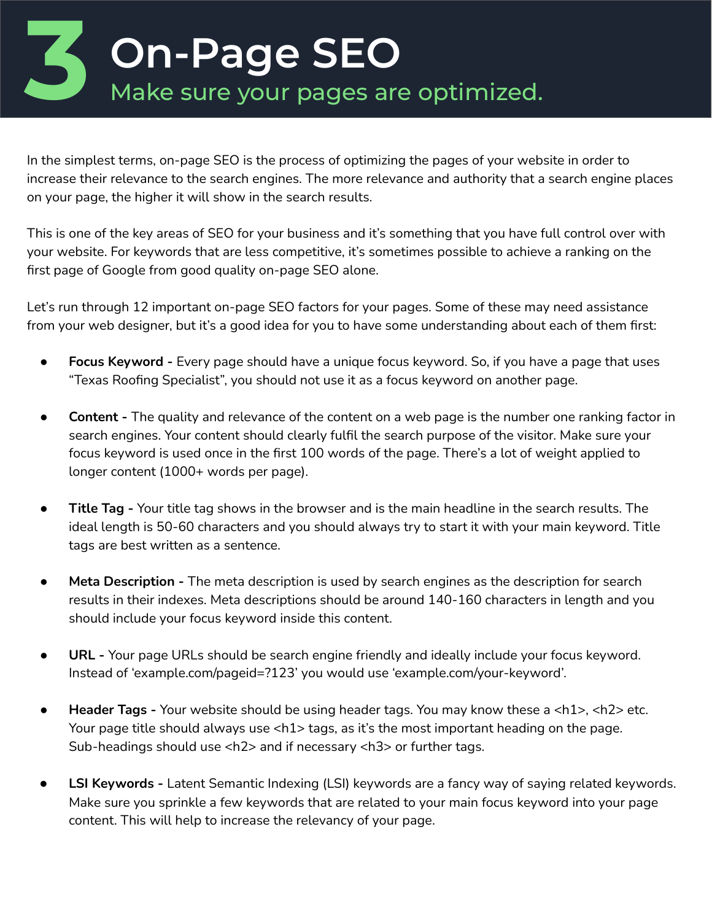# 3 On-Page SEO

## Make sure your pages are optimized.

In the simplest terms, on-page SEO is the process of optimizing the pages of your website in order to increase their relevance to the search engines. The more relevance and authority that a search engine places on your page, the higher it will show in the search results.

This is one of the key areas of SEO for your business and it's something that you have full control over with your website. For keywords that are less competitive, it's sometimes possible to achieve a ranking on the first page of Google from good quality on-page SEO alone.

Let's run through 12 important on-page SEO factors for your pages. Some of these may need assistance from your web designer, but it's a good idea for you to have some understanding about each of them first:

- **Focus Keyword -** Every page should have a unique focus keyword. So, if you have a page that uses "Texas Roofing Specialist", you should not use it as a focus keyword on another page.

- **Content -** The quality and relevance of the content on a web page is the number one ranking factor in search engines. Your content should clearly fulfil the search purpose of the visitor. Make sure your focus keyword is used once in the first 100 words of the page. There's a lot of weight applied to longer content (1000+ words per page).

- **Title Tag -** Your title tag shows in the browser and is the main headline in the search results. The ideal length is 50-60 characters and you should always try to start it with your main keyword. Title tags are best written as a sentence.

- **Meta Description -** The meta description is used by search engines as the description for search results in their indexes. Meta descriptions should be around 140-160 characters in length and you should include your focus keyword inside this content.

- **URL -** Your page URLs should be search engine friendly and ideally include your focus keyword. Instead of 'example.com/pageid=?123' you would use 'example.com/your-keyword'.

- **Header Tags -** Your website should be using header tags. You may know these a <h1>, <h2> etc. Your page title should always use <h1> tags, as it's the most important heading on the page. Sub-headings should use <h2> and if necessary <h3> or further tags.

- **LSI Keywords -** Latent Semantic Indexing (LSI) keywords are a fancy way of saying related keywords. Make sure you sprinkle a few keywords that are related to your main focus keyword into your page content. This will help to increase the relevancy of your page.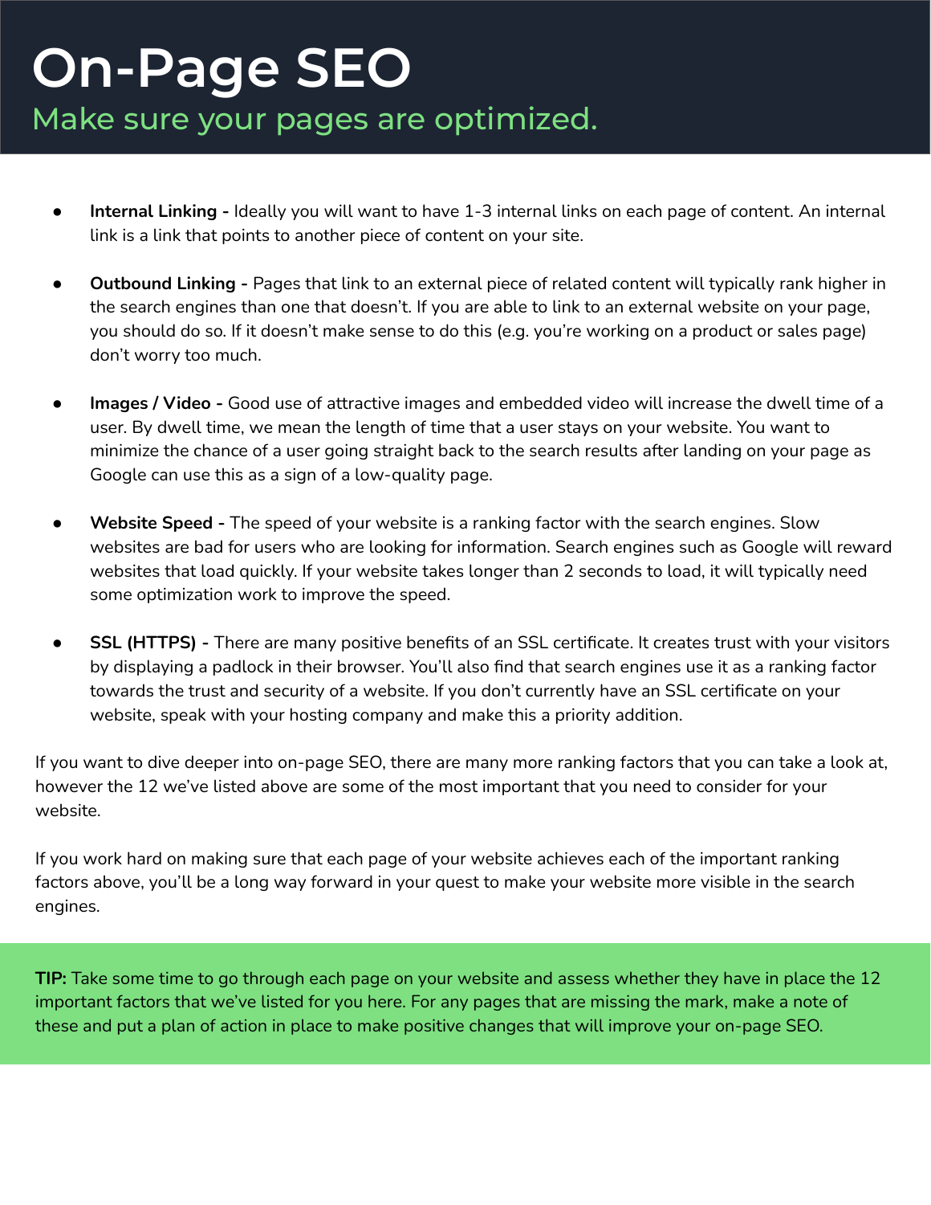# On-Page SEO

## Make sure your pages are optimized.

- **Internal Linking -** Ideally you will want to have 1-3 internal links on each page of content. An internal link is a link that points to another piece of content on your site.

- **Outbound Linking -** Pages that link to an external piece of related content will typically rank higher in the search engines than one that doesn't. If you are able to link to an external website on your page, you should do so. If it doesn't make sense to do this (e.g. you're working on a product or sales page) don't worry too much.

- **Images / Video -** Good use of attractive images and embedded video will increase the dwell time of a user. By dwell time, we mean the length of time that a user stays on your website. You want to minimize the chance of a user going straight back to the search results after landing on your page as Google can use this as a sign of a low-quality page.

- **Website Speed -** The speed of your website is a ranking factor with the search engines. Slow websites are bad for users who are looking for information. Search engines such as Google will reward websites that load quickly. If your website takes longer than 2 seconds to load, it will typically need some optimization work to improve the speed.

- **SSL (HTTPS) -** There are many positive benefits of an SSL certificate. It creates trust with your visitors by displaying a padlock in their browser. You'll also find that search engines use it as a ranking factor towards the trust and security of a website. If you don't currently have an SSL certificate on your website, speak with your hosting company and make this a priority addition.

If you want to dive deeper into on-page SEO, there are many more ranking factors that you can take a look at, however the 12 we've listed above are some of the most important that you need to consider for your website.

If you work hard on making sure that each page of your website achieves each of the important ranking factors above, you'll be a long way forward in your quest to make your website more visible in the search engines.

**TIP:** Take some time to go through each page on your website and assess whether they have in place the 12 important factors that we've listed for you here. For any pages that are missing the mark, make a note of these and put a plan of action in place to make positive changes that will improve your on-page SEO.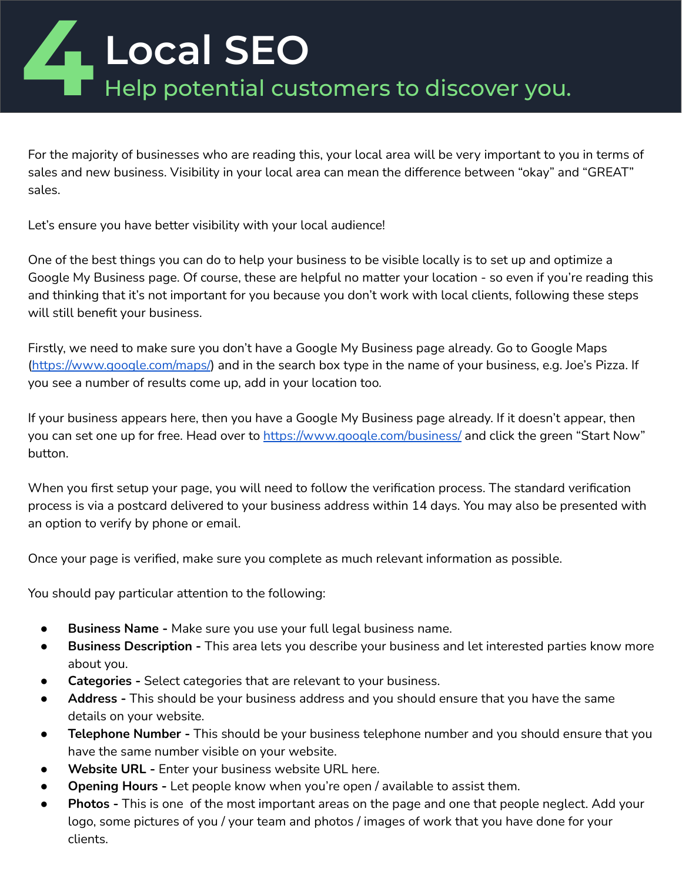# 4 Local SEO

## Help potential customers to discover you.

For the majority of businesses who are reading this, your local area will be very important to you in terms of sales and new business. Visibility in your local area can mean the difference between "okay" and "GREAT" sales.

Let's ensure you have better visibility with your local audience!

One of the best things you can do to help your business to be visible locally is to set up and optimize a Google My Business page. Of course, these are helpful no matter your location - so even if you're reading this and thinking that it's not important for you because you don't work with local clients, following these steps will still benefit your business.

Firstly, we need to make sure you don't have a Google My Business page already. Go to Google Maps ([https://www.google.com/maps/](https://www.google.com/maps/)) and in the search box type in the name of your business, e.g. Joe's Pizza. If you see a number of results come up, add in your location too.

If your business appears here, then you have a Google My Business page already. If it doesn't appear, then you can set one up for free. Head over to [https://www.google.com/business/](https://www.google.com/business/) and click the green "Start Now" button.

When you first setup your page, you will need to follow the verification process. The standard verification process is via a postcard delivered to your business address within 14 days. You may also be presented with an option to verify by phone or email.

Once your page is verified, make sure you complete as much relevant information as possible.

You should pay particular attention to the following:

- **Business Name -** Make sure you use your full legal business name.
- **Business Description -** This area lets you describe your business and let interested parties know more about you.
- **Categories -** Select categories that are relevant to your business.
- **Address -** This should be your business address and you should ensure that you have the same details on your website.
- **Telephone Number -** This should be your business telephone number and you should ensure that you have the same number visible on your website.
- **Website URL -** Enter your business website URL here.
- **Opening Hours -** Let people know when you're open / available to assist them.
- **Photos -** This is one of the most important areas on the page and one that people neglect. Add your logo, some pictures of you / your team and photos / images of work that you have done for your clients.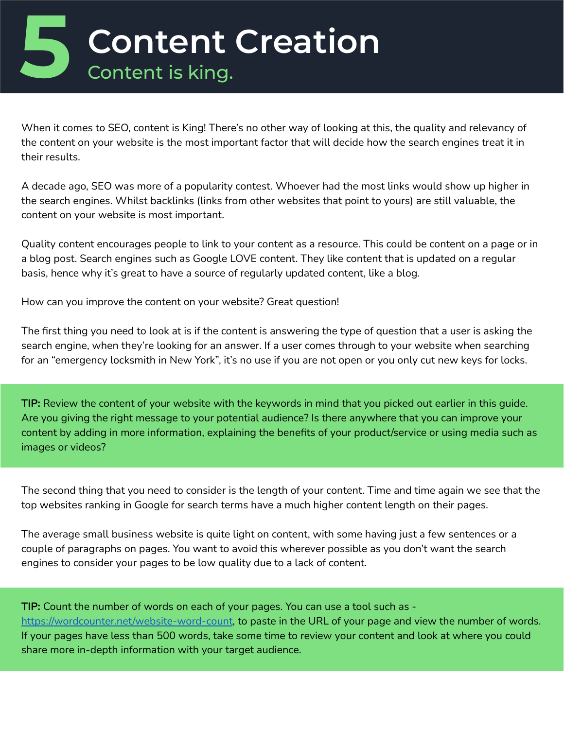# 5 Content Creation

## Content is king.

When it comes to SEO, content is King! There's no other way of looking at this, the quality and relevancy of the content on your website is the most important factor that will decide how the search engines treat it in their results.

A decade ago, SEO was more of a popularity contest. Whoever had the most links would show up higher in the search engines. Whilst backlinks (links from other websites that point to yours) are still valuable, the content on your website is most important.

Quality content encourages people to link to your content as a resource. This could be content on a page or in a blog post. Search engines such as Google LOVE content. They like content that is updated on a regular basis, hence why it's great to have a source of regularly updated content, like a blog.

How can you improve the content on your website? Great question!

The first thing you need to look at is if the content is answering the type of question that a user is asking the search engine, when they're looking for an answer. If a user comes through to your website when searching for an "emergency locksmith in New York", it's no use if you are not open or you only cut new keys for locks.

**TIP:** Review the content of your website with the keywords in mind that you picked out earlier in this guide. Are you giving the right message to your potential audience? Is there anywhere that you can improve your content by adding in more information, explaining the benefits of your product/service or using media such as images or videos?

The second thing that you need to consider is the length of your content. Time and time again we see that the top websites ranking in Google for search terms have a much higher content length on their pages.

The average small business website is quite light on content, with some having just a few sentences or a couple of paragraphs on pages. You want to avoid this wherever possible as you don't want the search engines to consider your pages to be low quality due to a lack of content.

**TIP:** Count the number of words on each of your pages. You can use a tool such as - https://wordcounter.net/website-word-count, to paste in the URL of your page and view the number of words. If your pages have less than 500 words, take some time to review your content and look at where you could share more in-depth information with your target audience.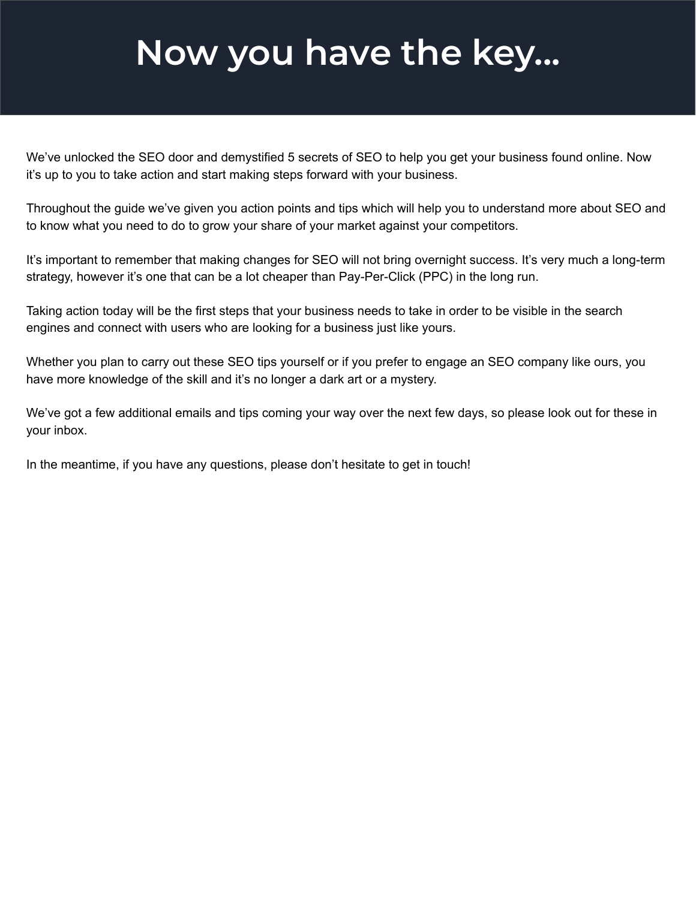# Now you have the key...

We've unlocked the SEO door and demystified 5 secrets of SEO to help you get your business found online. Now it's up to you to take action and start making steps forward with your business.

Throughout the guide we've given you action points and tips which will help you to understand more about SEO and to know what you need to do to grow your share of your market against your competitors.

It's important to remember that making changes for SEO will not bring overnight success. It's very much a long-term strategy, however it's one that can be a lot cheaper than Pay-Per-Click (PPC) in the long run.

Taking action today will be the first steps that your business needs to take in order to be visible in the search engines and connect with users who are looking for a business just like yours.

Whether you plan to carry out these SEO tips yourself or if you prefer to engage an SEO company like ours, you have more knowledge of the skill and it's no longer a dark art or a mystery.

We've got a few additional emails and tips coming your way over the next few days, so please look out for these in your inbox.

In the meantime, if you have any questions, please don't hesitate to get in touch!